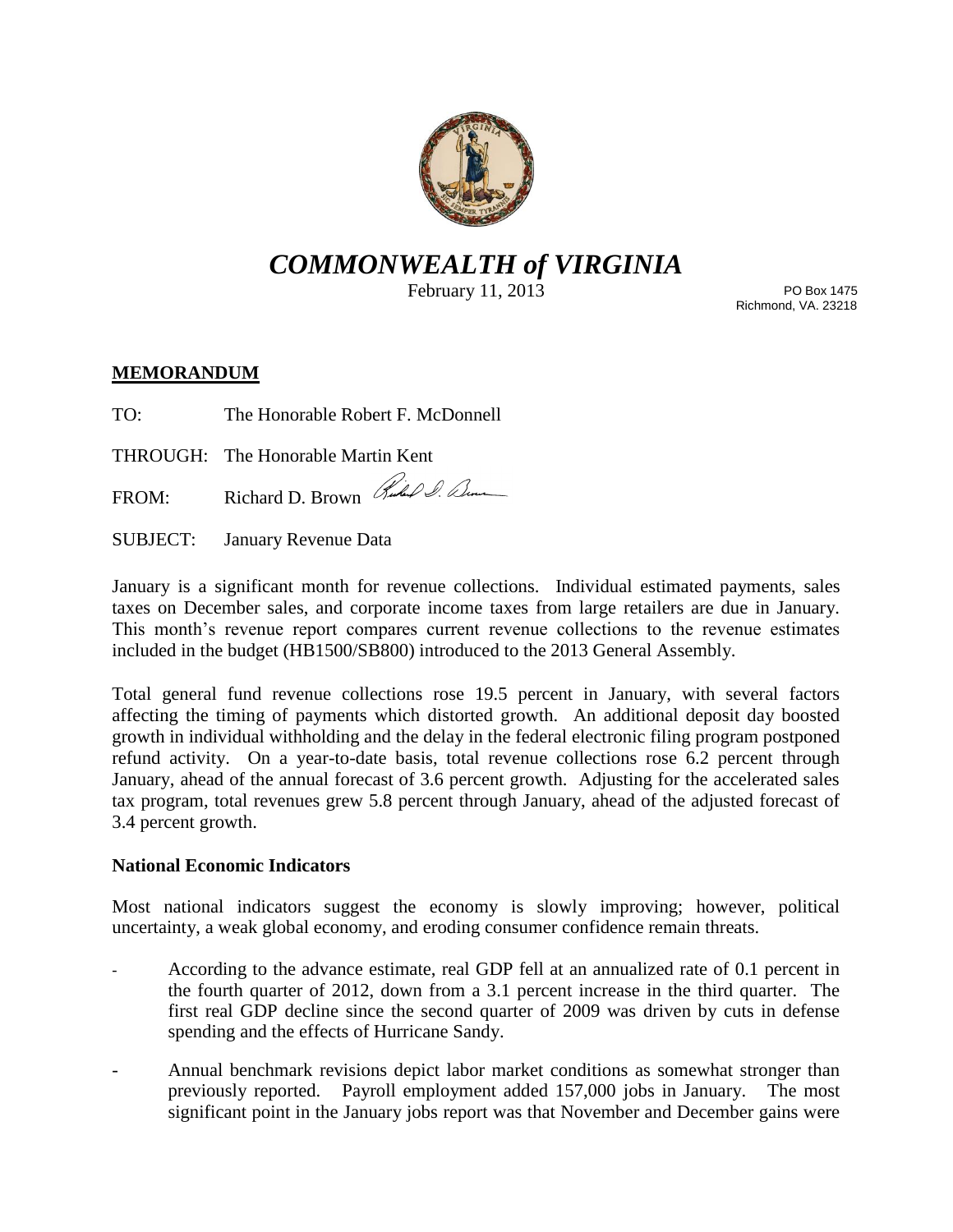# *COMMONWEALTH of VIRGINIA*

February 11, 2013

PO Box 1475
Richmond, VA. 23218

**MEMORANDUM**

TO: The Honorable Robert F. McDonnell

THROUGH: The Honorable Martin Kent

FROM: Richard D. Brown

SUBJECT: January Revenue Data

January is a significant month for revenue collections. Individual estimated payments, sales taxes on December sales, and corporate income taxes from large retailers are due in January. This month's revenue report compares current revenue collections to the revenue estimates included in the budget (HB1500/SB800) introduced to the 2013 General Assembly.

Total general fund revenue collections rose 19.5 percent in January, with several factors affecting the timing of payments which distorted growth. An additional deposit day boosted growth in individual withholding and the delay in the federal electronic filing program postponed refund activity. On a year-to-date basis, total revenue collections rose 6.2 percent through January, ahead of the annual forecast of 3.6 percent growth. Adjusting for the accelerated sales tax program, total revenues grew 5.8 percent through January, ahead of the adjusted forecast of 3.4 percent growth.

**National Economic Indicators**

Most national indicators suggest the economy is slowly improving; however, political uncertainty, a weak global economy, and eroding consumer confidence remain threats.

- According to the advance estimate, real GDP fell at an annualized rate of 0.1 percent in the fourth quarter of 2012, down from a 3.1 percent increase in the third quarter. The first real GDP decline since the second quarter of 2009 was driven by cuts in defense spending and the effects of Hurricane Sandy.

- Annual benchmark revisions depict labor market conditions as somewhat stronger than previously reported. Payroll employment added 157,000 jobs in January. The most significant point in the January jobs report was that November and December gains were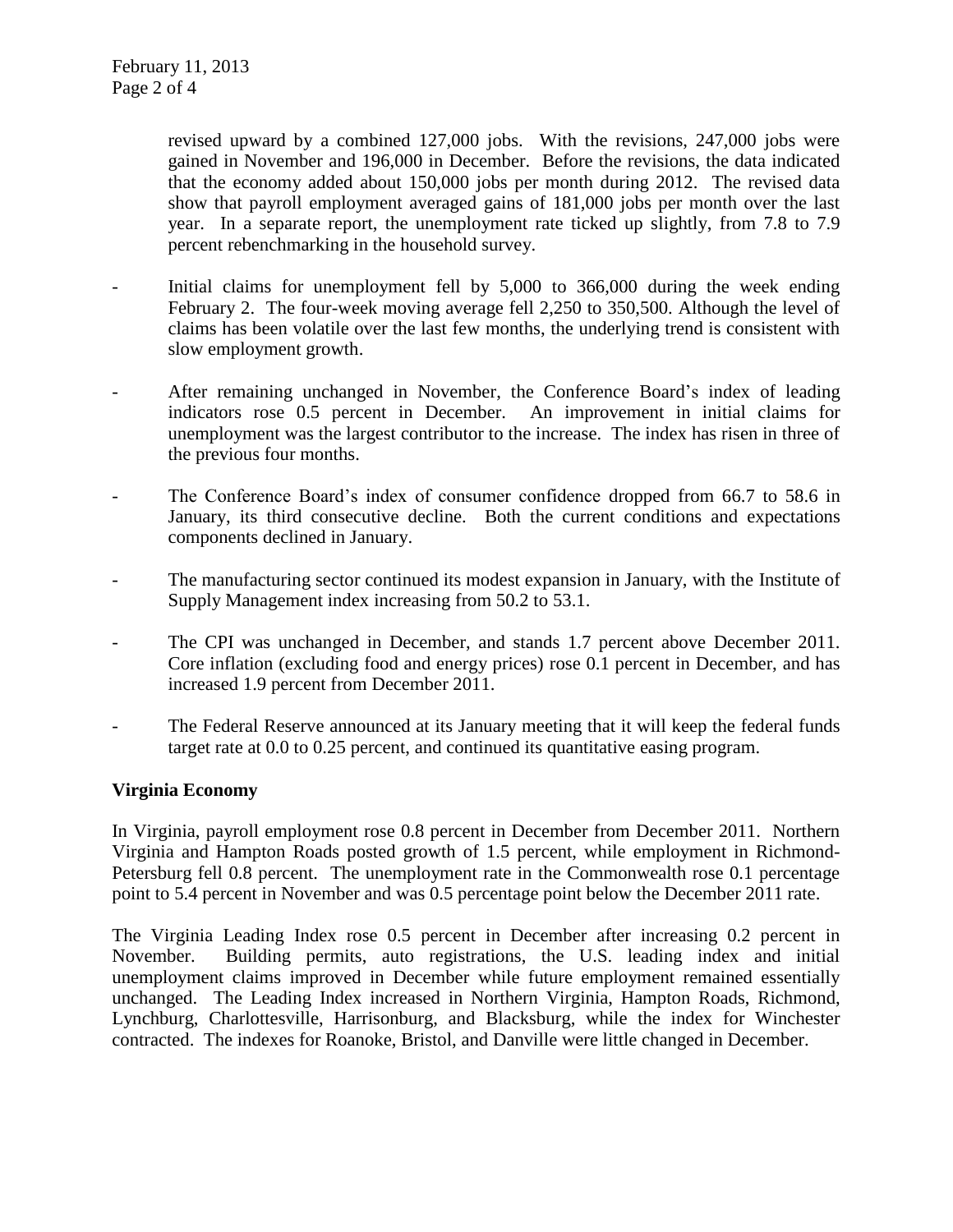revised upward by a combined 127,000 jobs. With the revisions, 247,000 jobs were gained in November and 196,000 in December. Before the revisions, the data indicated that the economy added about 150,000 jobs per month during 2012. The revised data show that payroll employment averaged gains of 181,000 jobs per month over the last year. In a separate report, the unemployment rate ticked up slightly, from 7.8 to 7.9 percent rebenchmarking in the household survey.

- Initial claims for unemployment fell by 5,000 to 366,000 during the week ending February 2. The four-week moving average fell 2,250 to 350,500. Although the level of claims has been volatile over the last few months, the underlying trend is consistent with slow employment growth.

- After remaining unchanged in November, the Conference Board's index of leading indicators rose 0.5 percent in December. An improvement in initial claims for unemployment was the largest contributor to the increase. The index has risen in three of the previous four months.

- The Conference Board's index of consumer confidence dropped from 66.7 to 58.6 in January, its third consecutive decline. Both the current conditions and expectations components declined in January.

- The manufacturing sector continued its modest expansion in January, with the Institute of Supply Management index increasing from 50.2 to 53.1.

- The CPI was unchanged in December, and stands 1.7 percent above December 2011. Core inflation (excluding food and energy prices) rose 0.1 percent in December, and has increased 1.9 percent from December 2011.

- The Federal Reserve announced at its January meeting that it will keep the federal funds target rate at 0.0 to 0.25 percent, and continued its quantitative easing program.

**Virginia Economy**

In Virginia, payroll employment rose 0.8 percent in December from December 2011. Northern Virginia and Hampton Roads posted growth of 1.5 percent, while employment in Richmond-Petersburg fell 0.8 percent. The unemployment rate in the Commonwealth rose 0.1 percentage point to 5.4 percent in November and was 0.5 percentage point below the December 2011 rate.

The Virginia Leading Index rose 0.5 percent in December after increasing 0.2 percent in November. Building permits, auto registrations, the U.S. leading index and initial unemployment claims improved in December while future employment remained essentially unchanged. The Leading Index increased in Northern Virginia, Hampton Roads, Richmond, Lynchburg, Charlottesville, Harrisonburg, and Blacksburg, while the index for Winchester contracted. The indexes for Roanoke, Bristol, and Danville were little changed in December.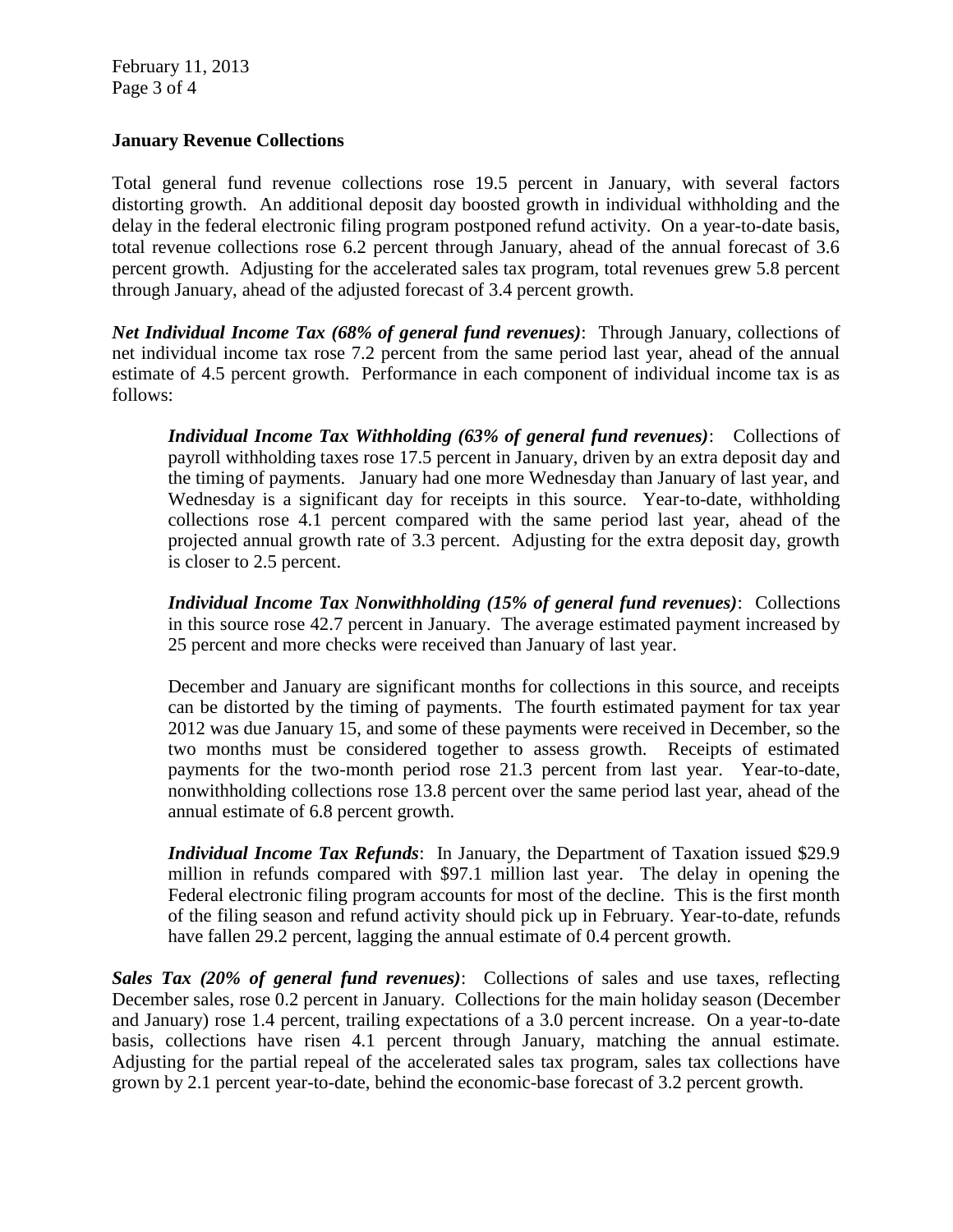**January Revenue Collections**

Total general fund revenue collections rose 19.5 percent in January, with several factors distorting growth. An additional deposit day boosted growth in individual withholding and the delay in the federal electronic filing program postponed refund activity. On a year-to-date basis, total revenue collections rose 6.2 percent through January, ahead of the annual forecast of 3.6 percent growth. Adjusting for the accelerated sales tax program, total revenues grew 5.8 percent through January, ahead of the adjusted forecast of 3.4 percent growth.

***Net Individual Income Tax (68% of general fund revenues)***: Through January, collections of net individual income tax rose 7.2 percent from the same period last year, ahead of the annual estimate of 4.5 percent growth. Performance in each component of individual income tax is as follows:

> ***Individual Income Tax Withholding (63% of general fund revenues)***: Collections of payroll withholding taxes rose 17.5 percent in January, driven by an extra deposit day and the timing of payments. January had one more Wednesday than January of last year, and Wednesday is a significant day for receipts in this source. Year-to-date, withholding collections rose 4.1 percent compared with the same period last year, ahead of the projected annual growth rate of 3.3 percent. Adjusting for the extra deposit day, growth is closer to 2.5 percent.
>
> ***Individual Income Tax Nonwithholding (15% of general fund revenues)***: Collections in this source rose 42.7 percent in January. The average estimated payment increased by 25 percent and more checks were received than January of last year.
>
> December and January are significant months for collections in this source, and receipts can be distorted by the timing of payments. The fourth estimated payment for tax year 2012 was due January 15, and some of these payments were received in December, so the two months must be considered together to assess growth. Receipts of estimated payments for the two-month period rose 21.3 percent from last year. Year-to-date, nonwithholding collections rose 13.8 percent over the same period last year, ahead of the annual estimate of 6.8 percent growth.
>
> ***Individual Income Tax Refunds***: In January, the Department of Taxation issued $29.9 million in refunds compared with $97.1 million last year. The delay in opening the Federal electronic filing program accounts for most of the decline. This is the first month of the filing season and refund activity should pick up in February. Year-to-date, refunds have fallen 29.2 percent, lagging the annual estimate of 0.4 percent growth.

***Sales Tax (20% of general fund revenues)***: Collections of sales and use taxes, reflecting December sales, rose 0.2 percent in January. Collections for the main holiday season (December and January) rose 1.4 percent, trailing expectations of a 3.0 percent increase. On a year-to-date basis, collections have risen 4.1 percent through January, matching the annual estimate. Adjusting for the partial repeal of the accelerated sales tax program, sales tax collections have grown by 2.1 percent year-to-date, behind the economic-base forecast of 3.2 percent growth.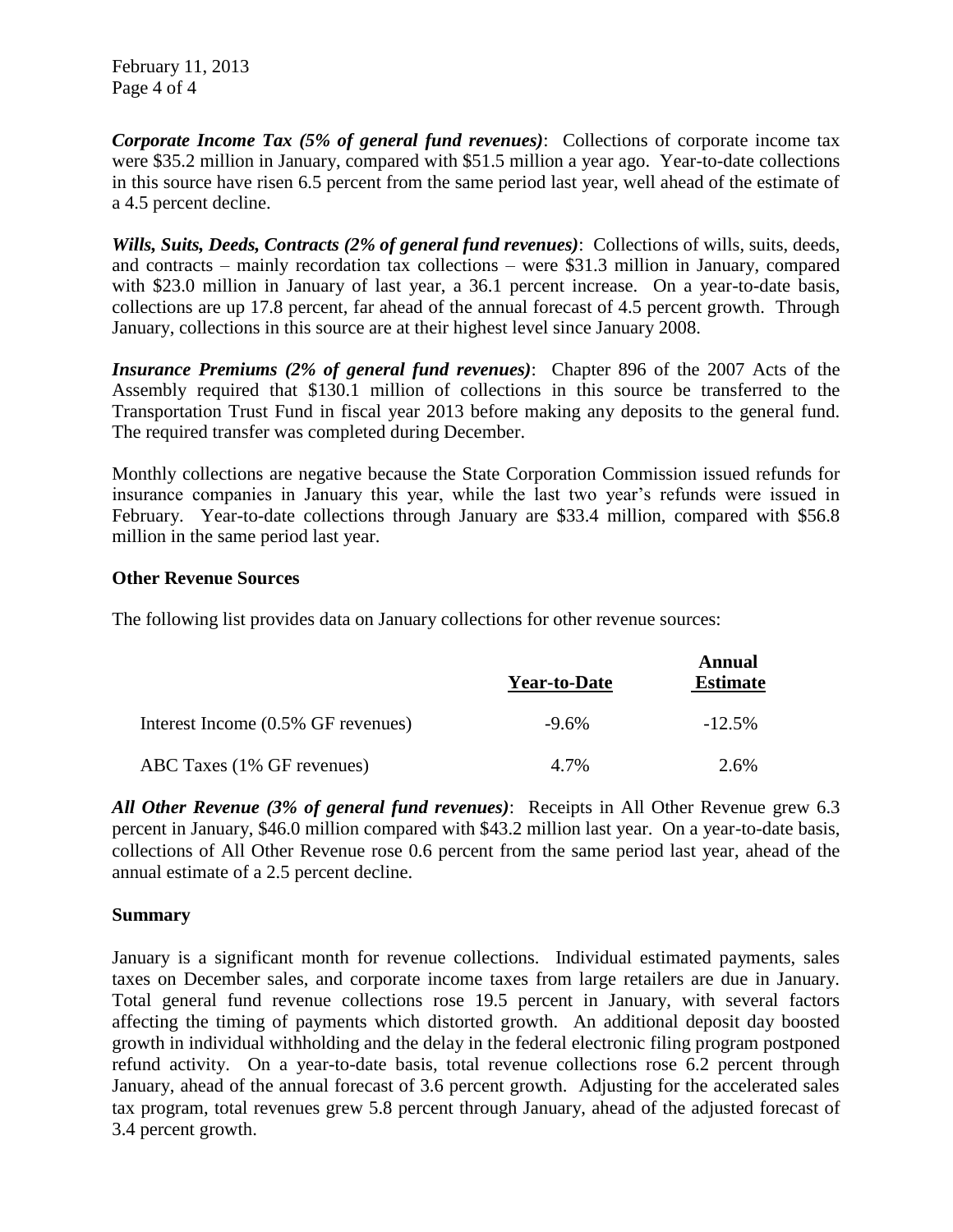***Corporate Income Tax (5% of general fund revenues)***: Collections of corporate income tax were $35.2 million in January, compared with $51.5 million a year ago. Year-to-date collections in this source have risen 6.5 percent from the same period last year, well ahead of the estimate of a 4.5 percent decline.

***Wills, Suits, Deeds, Contracts (2% of general fund revenues)***: Collections of wills, suits, deeds, and contracts – mainly recordation tax collections – were $31.3 million in January, compared with $23.0 million in January of last year, a 36.1 percent increase. On a year-to-date basis, collections are up 17.8 percent, far ahead of the annual forecast of 4.5 percent growth. Through January, collections in this source are at their highest level since January 2008.

***Insurance Premiums (2% of general fund revenues)***: Chapter 896 of the 2007 Acts of the Assembly required that $130.1 million of collections in this source be transferred to the Transportation Trust Fund in fiscal year 2013 before making any deposits to the general fund. The required transfer was completed during December.

Monthly collections are negative because the State Corporation Commission issued refunds for insurance companies in January this year, while the last two year's refunds were issued in February. Year-to-date collections through January are $33.4 million, compared with $56.8 million in the same period last year.

**Other Revenue Sources**

The following list provides data on January collections for other revenue sources:

| | Year-to-Date | Annual Estimate |
|---|---|---|
| Interest Income (0.5% GF revenues) | -9.6% | -12.5% |
| ABC Taxes (1% GF revenues) | 4.7% | 2.6% |

***All Other Revenue (3% of general fund revenues)***: Receipts in All Other Revenue grew 6.3 percent in January, $46.0 million compared with $43.2 million last year. On a year-to-date basis, collections of All Other Revenue rose 0.6 percent from the same period last year, ahead of the annual estimate of a 2.5 percent decline.

**Summary**

January is a significant month for revenue collections. Individual estimated payments, sales taxes on December sales, and corporate income taxes from large retailers are due in January. Total general fund revenue collections rose 19.5 percent in January, with several factors affecting the timing of payments which distorted growth. An additional deposit day boosted growth in individual withholding and the delay in the federal electronic filing program postponed refund activity. On a year-to-date basis, total revenue collections rose 6.2 percent through January, ahead of the annual forecast of 3.6 percent growth. Adjusting for the accelerated sales tax program, total revenues grew 5.8 percent through January, ahead of the adjusted forecast of 3.4 percent growth.